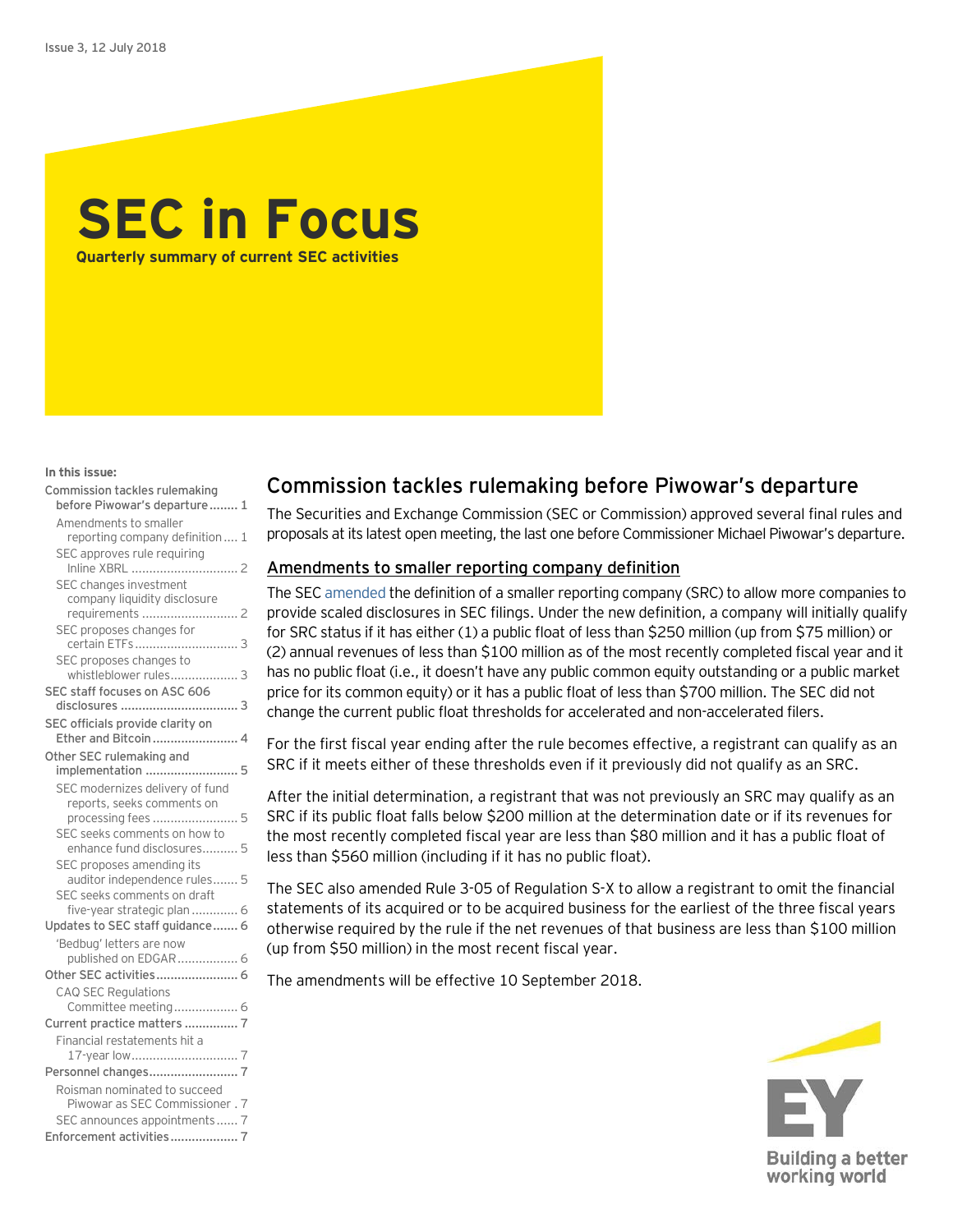Issue 3, 12 July 2018

# SEC in Focus

**Quarterly summary of current SEC activities**

**In this issue:**

- Commission tackles rulemaking before Piwowar's departure ........ 1
  - Amendments to smaller reporting company definition .... 1
  - SEC approves rule requiring Inline XBRL .............................. 2
  - SEC changes investment company liquidity disclosure requirements ........................... 2
  - SEC proposes changes for certain ETFs............................ 3
  - SEC proposes changes to whistleblower rules................... 3
- SEC staff focuses on ASC 606 disclosures ................................ 3
- SEC officials provide clarity on Ether and Bitcoin........................ 4
- Other SEC rulemaking and implementation .......................... 5
  - SEC modernizes delivery of fund reports, seeks comments on processing fees ........................ 5
  - SEC seeks comments on how to enhance fund disclosures.......... 5
  - SEC proposes amending its auditor independence rules....... 5
  - SEC seeks comments on draft five-year strategic plan ............ 6
- Updates to SEC staff guidance....... 6
  - 'Bedbug' letters are now published on EDGAR................. 6
- Other SEC activities....................... 6
  - CAQ SEC Regulations Committee meeting.................. 6
- Current practice matters ............... 7
  - Financial restatements hit a 17-year low.............................. 7
- Personnel changes......................... 7
  - Roisman nominated to succeed Piwowar as SEC Commissioner . 7
  - SEC announces appointments...... 7
- Enforcement activities................... 7

## Commission tackles rulemaking before Piwowar's departure

The Securities and Exchange Commission (SEC or Commission) approved several final rules and proposals at its latest open meeting, the last one before Commissioner Michael Piwowar's departure.

### Amendments to smaller reporting company definition

The SEC amended the definition of a smaller reporting company (SRC) to allow more companies to provide scaled disclosures in SEC filings. Under the new definition, a company will initially qualify for SRC status if it has either (1) a public float of less than \$250 million (up from \$75 million) or (2) annual revenues of less than \$100 million as of the most recently completed fiscal year and it has no public float (i.e., it doesn't have any public common equity outstanding or a public market price for its common equity) or it has a public float of less than \$700 million. The SEC did not change the current public float thresholds for accelerated and non-accelerated filers.

For the first fiscal year ending after the rule becomes effective, a registrant can qualify as an SRC if it meets either of these thresholds even if it previously did not qualify as an SRC.

After the initial determination, a registrant that was not previously an SRC may qualify as an SRC if its public float falls below \$200 million at the determination date or if its revenues for the most recently completed fiscal year are less than \$80 million and it has a public float of less than \$560 million (including if it has no public float).

The SEC also amended Rule 3-05 of Regulation S-X to allow a registrant to omit the financial statements of its acquired or to be acquired business for the earliest of the three fiscal years otherwise required by the rule if the net revenues of that business are less than \$100 million (up from \$50 million) in the most recent fiscal year.

The amendments will be effective 10 September 2018.

EY
Building a better working world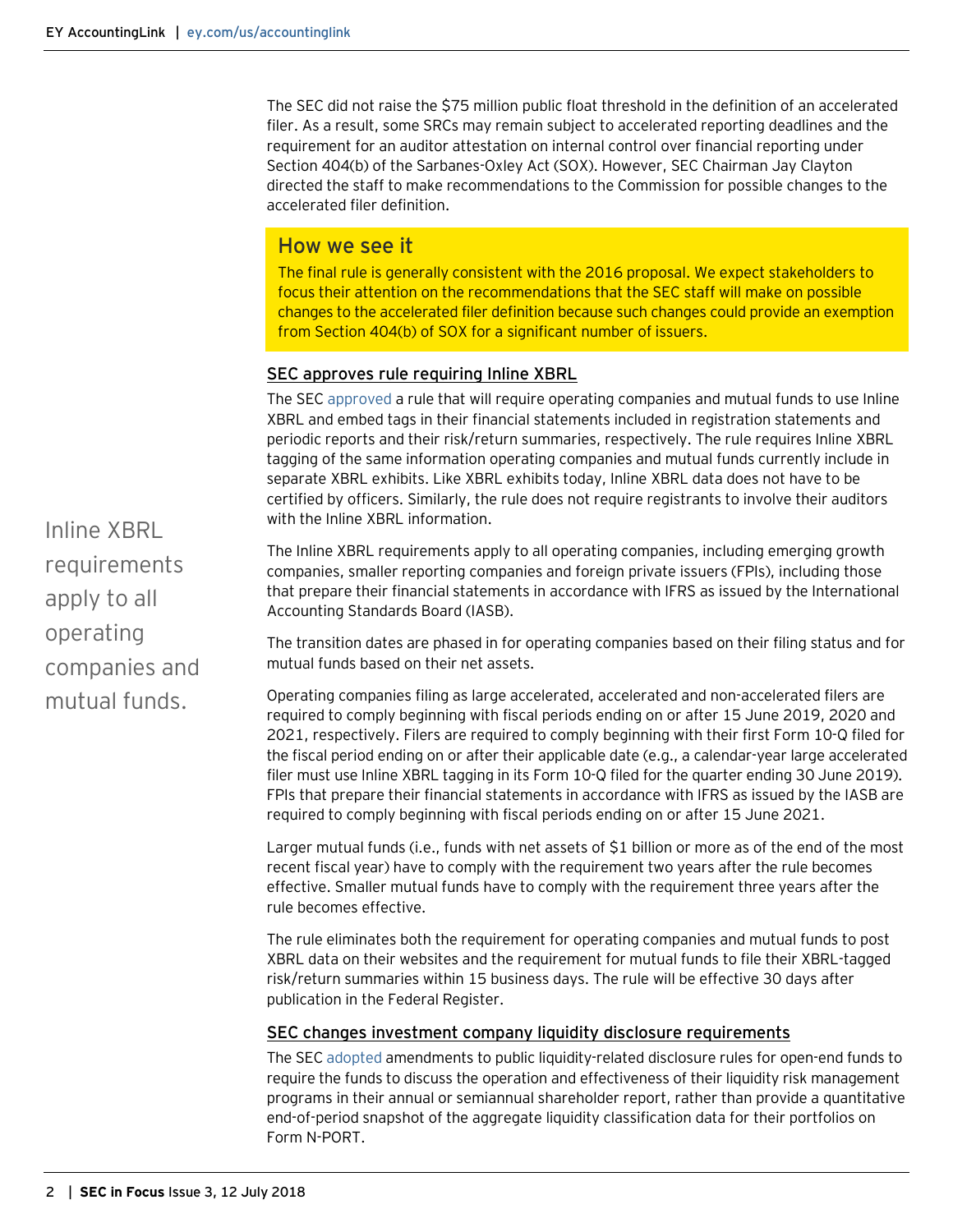The SEC did not raise the $75 million public float threshold in the definition of an accelerated filer. As a result, some SRCs may remain subject to accelerated reporting deadlines and the requirement for an auditor attestation on internal control over financial reporting under Section 404(b) of the Sarbanes-Oxley Act (SOX). However, SEC Chairman Jay Clayton directed the staff to make recommendations to the Commission for possible changes to the accelerated filer definition.

> ### How we see it
> The final rule is generally consistent with the 2016 proposal. We expect stakeholders to focus their attention on the recommendations that the SEC staff will make on possible changes to the accelerated filer definition because such changes could provide an exemption from Section 404(b) of SOX for a significant number of issuers.

### SEC approves rule requiring Inline XBRL

The SEC approved a rule that will require operating companies and mutual funds to use Inline XBRL and embed tags in their financial statements included in registration statements and periodic reports and their risk/return summaries, respectively. The rule requires Inline XBRL tagging of the same information operating companies and mutual funds currently include in separate XBRL exhibits. Like XBRL exhibits today, Inline XBRL data does not have to be certified by officers. Similarly, the rule does not require registrants to involve their auditors with the Inline XBRL information.

Inline XBRL requirements apply to all operating companies and mutual funds.

The Inline XBRL requirements apply to all operating companies, including emerging growth companies, smaller reporting companies and foreign private issuers (FPIs), including those that prepare their financial statements in accordance with IFRS as issued by the International Accounting Standards Board (IASB).

The transition dates are phased in for operating companies based on their filing status and for mutual funds based on their net assets.

Operating companies filing as large accelerated, accelerated and non-accelerated filers are required to comply beginning with fiscal periods ending on or after 15 June 2019, 2020 and 2021, respectively. Filers are required to comply beginning with their first Form 10-Q filed for the fiscal period ending on or after their applicable date (e.g., a calendar-year large accelerated filer must use Inline XBRL tagging in its Form 10-Q filed for the quarter ending 30 June 2019). FPIs that prepare their financial statements in accordance with IFRS as issued by the IASB are required to comply beginning with fiscal periods ending on or after 15 June 2021.

Larger mutual funds (i.e., funds with net assets of $1 billion or more as of the end of the most recent fiscal year) have to comply with the requirement two years after the rule becomes effective. Smaller mutual funds have to comply with the requirement three years after the rule becomes effective.

The rule eliminates both the requirement for operating companies and mutual funds to post XBRL data on their websites and the requirement for mutual funds to file their XBRL-tagged risk/return summaries within 15 business days. The rule will be effective 30 days after publication in the Federal Register.

### SEC changes investment company liquidity disclosure requirements

The SEC adopted amendments to public liquidity-related disclosure rules for open-end funds to require the funds to discuss the operation and effectiveness of their liquidity risk management programs in their annual or semiannual shareholder report, rather than provide a quantitative end-of-period snapshot of the aggregate liquidity classification data for their portfolios on Form N-PORT.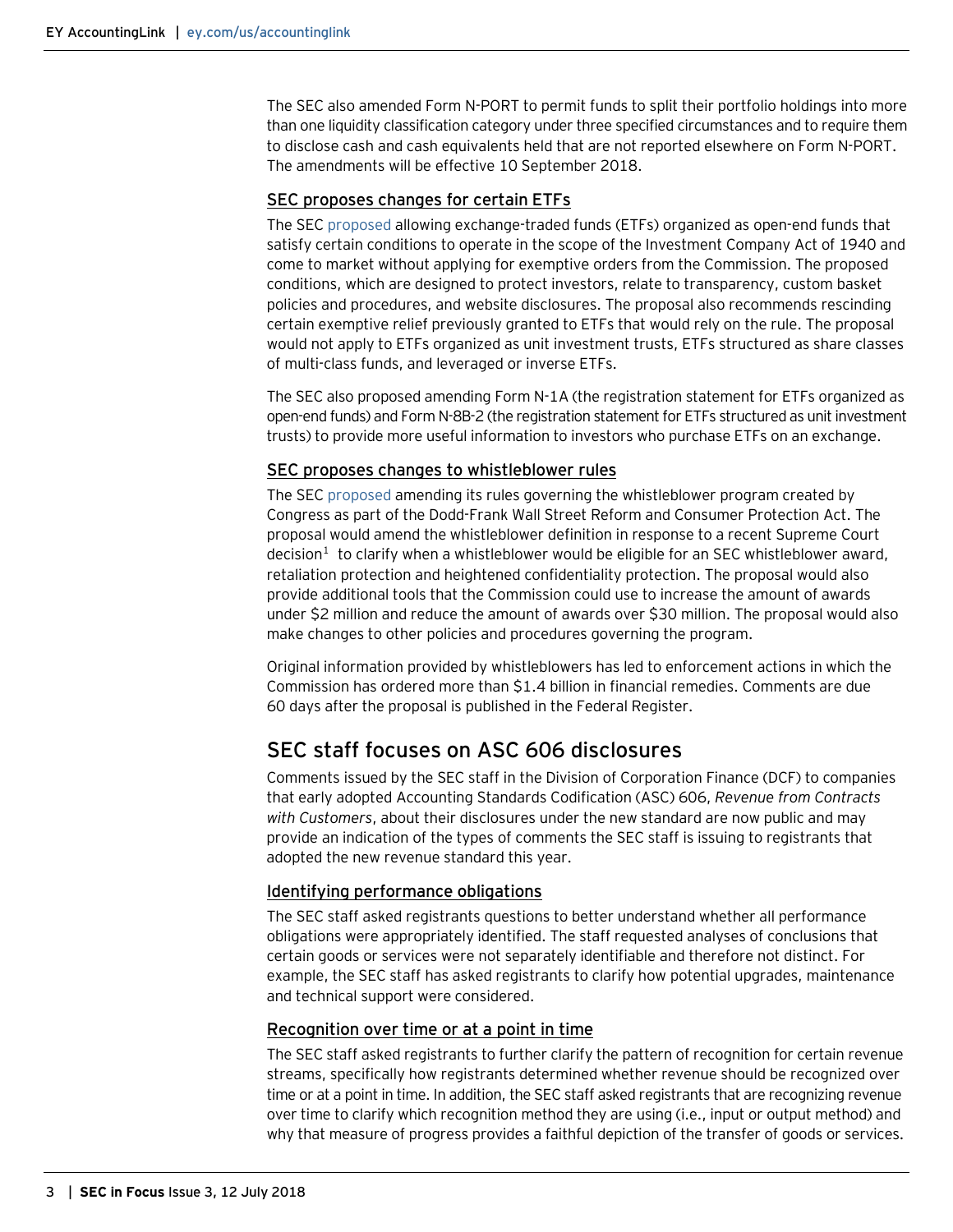The SEC also amended Form N-PORT to permit funds to split their portfolio holdings into more than one liquidity classification category under three specified circumstances and to require them to disclose cash and cash equivalents held that are not reported elsewhere on Form N-PORT. The amendments will be effective 10 September 2018.

### SEC proposes changes for certain ETFs

The SEC proposed allowing exchange-traded funds (ETFs) organized as open-end funds that satisfy certain conditions to operate in the scope of the Investment Company Act of 1940 and come to market without applying for exemptive orders from the Commission. The proposed conditions, which are designed to protect investors, relate to transparency, custom basket policies and procedures, and website disclosures. The proposal also recommends rescinding certain exemptive relief previously granted to ETFs that would rely on the rule. The proposal would not apply to ETFs organized as unit investment trusts, ETFs structured as share classes of multi-class funds, and leveraged or inverse ETFs.

The SEC also proposed amending Form N-1A (the registration statement for ETFs organized as open-end funds) and Form N-8B-2 (the registration statement for ETFs structured as unit investment trusts) to provide more useful information to investors who purchase ETFs on an exchange.

### SEC proposes changes to whistleblower rules

The SEC proposed amending its rules governing the whistleblower program created by Congress as part of the Dodd-Frank Wall Street Reform and Consumer Protection Act. The proposal would amend the whistleblower definition in response to a recent Supreme Court decision[1] to clarify when a whistleblower would be eligible for an SEC whistleblower award, retaliation protection and heightened confidentiality protection. The proposal would also provide additional tools that the Commission could use to increase the amount of awards under $2 million and reduce the amount of awards over $30 million. The proposal would also make changes to other policies and procedures governing the program.

Original information provided by whistleblowers has led to enforcement actions in which the Commission has ordered more than $1.4 billion in financial remedies. Comments are due 60 days after the proposal is published in the Federal Register.

## SEC staff focuses on ASC 606 disclosures

Comments issued by the SEC staff in the Division of Corporation Finance (DCF) to companies that early adopted Accounting Standards Codification (ASC) 606, *Revenue from Contracts with Customers*, about their disclosures under the new standard are now public and may provide an indication of the types of comments the SEC staff is issuing to registrants that adopted the new revenue standard this year.

### Identifying performance obligations

The SEC staff asked registrants questions to better understand whether all performance obligations were appropriately identified. The staff requested analyses of conclusions that certain goods or services were not separately identifiable and therefore not distinct. For example, the SEC staff has asked registrants to clarify how potential upgrades, maintenance and technical support were considered.

### Recognition over time or at a point in time

The SEC staff asked registrants to further clarify the pattern of recognition for certain revenue streams, specifically how registrants determined whether revenue should be recognized over time or at a point in time. In addition, the SEC staff asked registrants that are recognizing revenue over time to clarify which recognition method they are using (i.e., input or output method) and why that measure of progress provides a faithful depiction of the transfer of goods or services.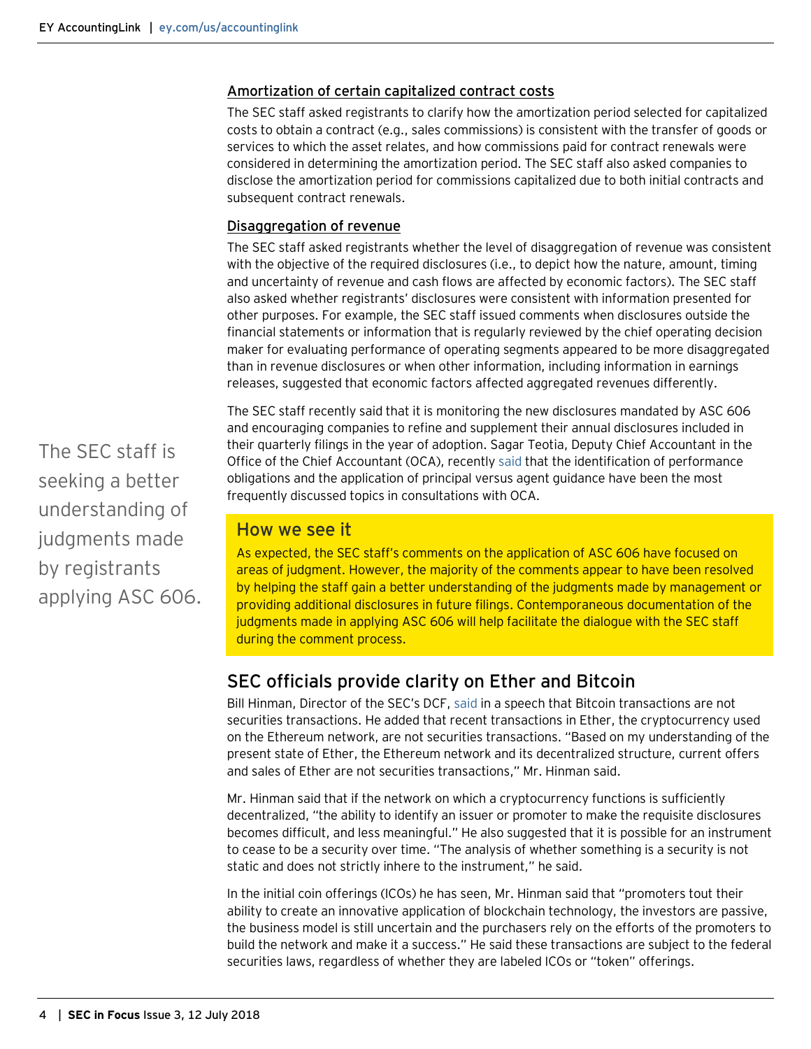### Amortization of certain capitalized contract costs

The SEC staff asked registrants to clarify how the amortization period selected for capitalized costs to obtain a contract (e.g., sales commissions) is consistent with the transfer of goods or services to which the asset relates, and how commissions paid for contract renewals were considered in determining the amortization period. The SEC staff also asked companies to disclose the amortization period for commissions capitalized due to both initial contracts and subsequent contract renewals.

### Disaggregation of revenue

The SEC staff asked registrants whether the level of disaggregation of revenue was consistent with the objective of the required disclosures (i.e., to depict how the nature, amount, timing and uncertainty of revenue and cash flows are affected by economic factors). The SEC staff also asked whether registrants' disclosures were consistent with information presented for other purposes. For example, the SEC staff issued comments when disclosures outside the financial statements or information that is regularly reviewed by the chief operating decision maker for evaluating performance of operating segments appeared to be more disaggregated than in revenue disclosures or when other information, including information in earnings releases, suggested that economic factors affected aggregated revenues differently.

The SEC staff recently said that it is monitoring the new disclosures mandated by ASC 606 and encouraging companies to refine and supplement their annual disclosures included in their quarterly filings in the year of adoption. Sagar Teotia, Deputy Chief Accountant in the Office of the Chief Accountant (OCA), recently said that the identification of performance obligations and the application of principal versus agent guidance have been the most frequently discussed topics in consultations with OCA.

The SEC staff is seeking a better understanding of judgments made by registrants applying ASC 606.

> **How we see it**
>
> As expected, the SEC staff's comments on the application of ASC 606 have focused on areas of judgment. However, the majority of the comments appear to have been resolved by helping the staff gain a better understanding of the judgments made by management or providing additional disclosures in future filings. Contemporaneous documentation of the judgments made in applying ASC 606 will help facilitate the dialogue with the SEC staff during the comment process.

## SEC officials provide clarity on Ether and Bitcoin

Bill Hinman, Director of the SEC's DCF, said in a speech that Bitcoin transactions are not securities transactions. He added that recent transactions in Ether, the cryptocurrency used on the Ethereum network, are not securities transactions. "Based on my understanding of the present state of Ether, the Ethereum network and its decentralized structure, current offers and sales of Ether are not securities transactions," Mr. Hinman said.

Mr. Hinman said that if the network on which a cryptocurrency functions is sufficiently decentralized, "the ability to identify an issuer or promoter to make the requisite disclosures becomes difficult, and less meaningful." He also suggested that it is possible for an instrument to cease to be a security over time. "The analysis of whether something is a security is not static and does not strictly inhere to the instrument," he said.

In the initial coin offerings (ICOs) he has seen, Mr. Hinman said that "promoters tout their ability to create an innovative application of blockchain technology, the investors are passive, the business model is still uncertain and the purchasers rely on the efforts of the promoters to build the network and make it a success." He said these transactions are subject to the federal securities laws, regardless of whether they are labeled ICOs or "token" offerings.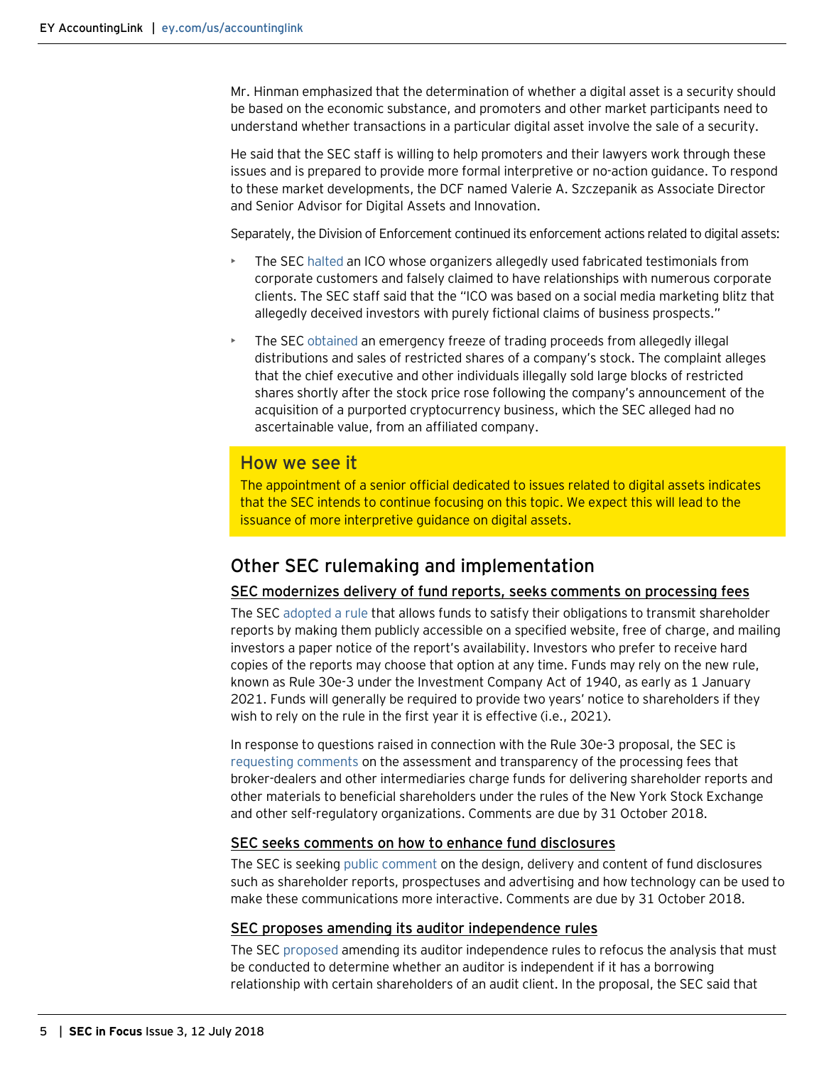Mr. Hinman emphasized that the determination of whether a digital asset is a security should be based on the economic substance, and promoters and other market participants need to understand whether transactions in a particular digital asset involve the sale of a security.

He said that the SEC staff is willing to help promoters and their lawyers work through these issues and is prepared to provide more formal interpretive or no-action guidance. To respond to these market developments, the DCF named Valerie A. Szczepanik as Associate Director and Senior Advisor for Digital Assets and Innovation.

Separately, the Division of Enforcement continued its enforcement actions related to digital assets:

- The SEC halted an ICO whose organizers allegedly used fabricated testimonials from corporate customers and falsely claimed to have relationships with numerous corporate clients. The SEC staff said that the "ICO was based on a social media marketing blitz that allegedly deceived investors with purely fictional claims of business prospects."
- The SEC obtained an emergency freeze of trading proceeds from allegedly illegal distributions and sales of restricted shares of a company's stock. The complaint alleges that the chief executive and other individuals illegally sold large blocks of restricted shares shortly after the stock price rose following the company's announcement of the acquisition of a purported cryptocurrency business, which the SEC alleged had no ascertainable value, from an affiliated company.

> **How we see it**
>
> The appointment of a senior official dedicated to issues related to digital assets indicates that the SEC intends to continue focusing on this topic. We expect this will lead to the issuance of more interpretive guidance on digital assets.

## Other SEC rulemaking and implementation

### SEC modernizes delivery of fund reports, seeks comments on processing fees

The SEC adopted a rule that allows funds to satisfy their obligations to transmit shareholder reports by making them publicly accessible on a specified website, free of charge, and mailing investors a paper notice of the report's availability. Investors who prefer to receive hard copies of the reports may choose that option at any time. Funds may rely on the new rule, known as Rule 30e-3 under the Investment Company Act of 1940, as early as 1 January 2021. Funds will generally be required to provide two years' notice to shareholders if they wish to rely on the rule in the first year it is effective (i.e., 2021).

In response to questions raised in connection with the Rule 30e-3 proposal, the SEC is requesting comments on the assessment and transparency of the processing fees that broker-dealers and other intermediaries charge funds for delivering shareholder reports and other materials to beneficial shareholders under the rules of the New York Stock Exchange and other self-regulatory organizations. Comments are due by 31 October 2018.

### SEC seeks comments on how to enhance fund disclosures

The SEC is seeking public comment on the design, delivery and content of fund disclosures such as shareholder reports, prospectuses and advertising and how technology can be used to make these communications more interactive. Comments are due by 31 October 2018.

### SEC proposes amending its auditor independence rules

The SEC proposed amending its auditor independence rules to refocus the analysis that must be conducted to determine whether an auditor is independent if it has a borrowing relationship with certain shareholders of an audit client. In the proposal, the SEC said that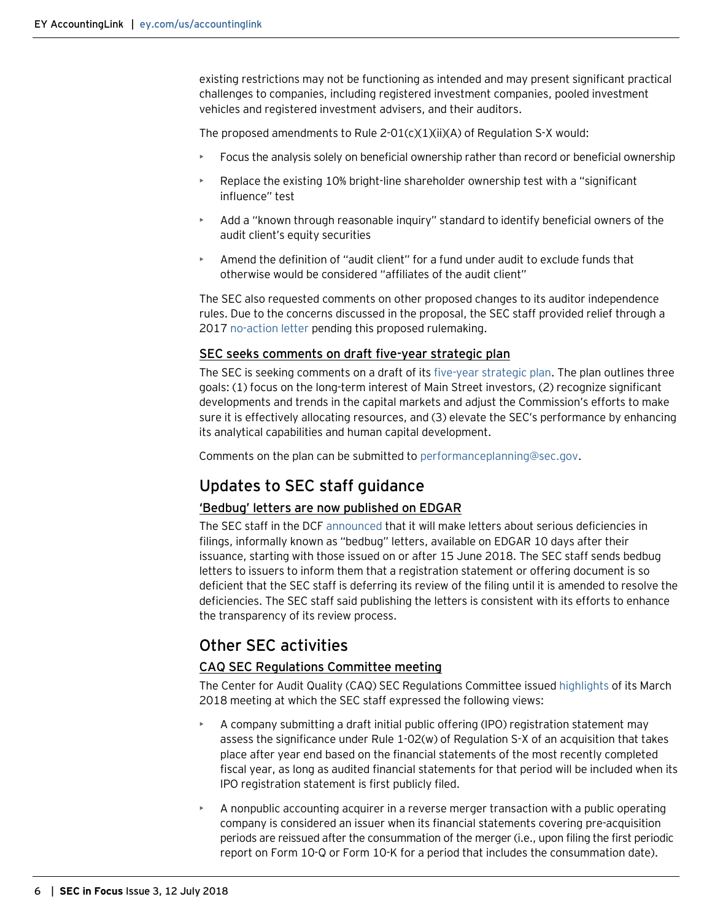existing restrictions may not be functioning as intended and may present significant practical challenges to companies, including registered investment companies, pooled investment vehicles and registered investment advisers, and their auditors.

The proposed amendments to Rule 2-01(c)(1)(ii)(A) of Regulation S-X would:

- Focus the analysis solely on beneficial ownership rather than record or beneficial ownership
- Replace the existing 10% bright-line shareholder ownership test with a "significant influence" test
- Add a "known through reasonable inquiry" standard to identify beneficial owners of the audit client's equity securities
- Amend the definition of "audit client" for a fund under audit to exclude funds that otherwise would be considered "affiliates of the audit client"

The SEC also requested comments on other proposed changes to its auditor independence rules. Due to the concerns discussed in the proposal, the SEC staff provided relief through a 2017 no-action letter pending this proposed rulemaking.

### SEC seeks comments on draft five-year strategic plan

The SEC is seeking comments on a draft of its five-year strategic plan. The plan outlines three goals: (1) focus on the long-term interest of Main Street investors, (2) recognize significant developments and trends in the capital markets and adjust the Commission's efforts to make sure it is effectively allocating resources, and (3) elevate the SEC's performance by enhancing its analytical capabilities and human capital development.

Comments on the plan can be submitted to performanceplanning@sec.gov.

## Updates to SEC staff guidance

### 'Bedbug' letters are now published on EDGAR

The SEC staff in the DCF announced that it will make letters about serious deficiencies in filings, informally known as "bedbug" letters, available on EDGAR 10 days after their issuance, starting with those issued on or after 15 June 2018. The SEC staff sends bedbug letters to issuers to inform them that a registration statement or offering document is so deficient that the SEC staff is deferring its review of the filing until it is amended to resolve the deficiencies. The SEC staff said publishing the letters is consistent with its efforts to enhance the transparency of its review process.

## Other SEC activities

### CAQ SEC Regulations Committee meeting

The Center for Audit Quality (CAQ) SEC Regulations Committee issued highlights of its March 2018 meeting at which the SEC staff expressed the following views:

- A company submitting a draft initial public offering (IPO) registration statement may assess the significance under Rule 1-02(w) of Regulation S-X of an acquisition that takes place after year end based on the financial statements of the most recently completed fiscal year, as long as audited financial statements for that period will be included when its IPO registration statement is first publicly filed.
- A nonpublic accounting acquirer in a reverse merger transaction with a public operating company is considered an issuer when its financial statements covering pre-acquisition periods are reissued after the consummation of the merger (i.e., upon filing the first periodic report on Form 10-Q or Form 10-K for a period that includes the consummation date).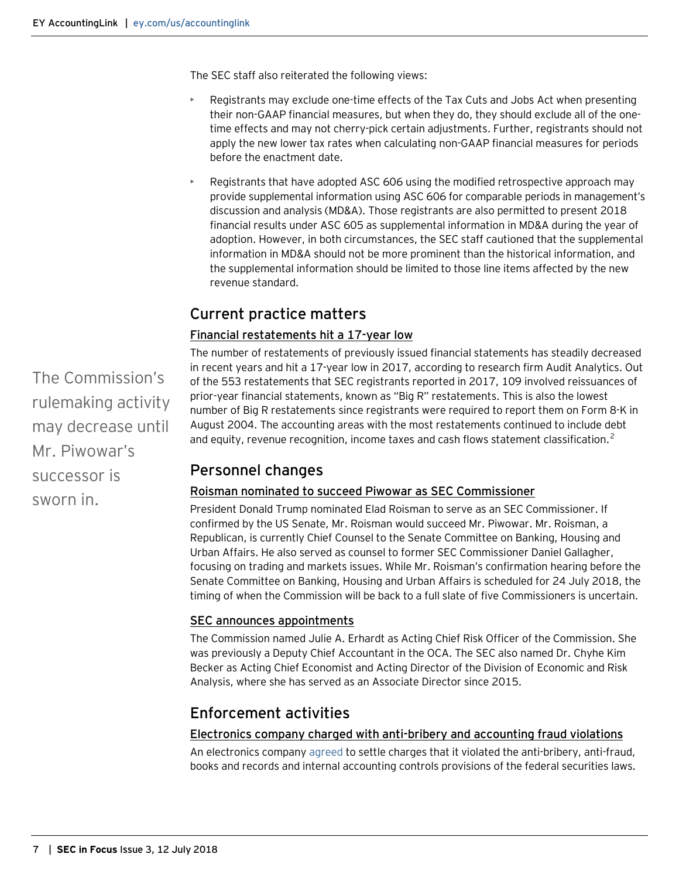The SEC staff also reiterated the following views:

- Registrants may exclude one-time effects of the Tax Cuts and Jobs Act when presenting their non-GAAP financial measures, but when they do, they should exclude all of the one-time effects and may not cherry-pick certain adjustments. Further, registrants should not apply the new lower tax rates when calculating non-GAAP financial measures for periods before the enactment date.
- Registrants that have adopted ASC 606 using the modified retrospective approach may provide supplemental information using ASC 606 for comparable periods in management's discussion and analysis (MD&A). Those registrants are also permitted to present 2018 financial results under ASC 605 as supplemental information in MD&A during the year of adoption. However, in both circumstances, the SEC staff cautioned that the supplemental information in MD&A should not be more prominent than the historical information, and the supplemental information should be limited to those line items affected by the new revenue standard.

## Current practice matters

### Financial restatements hit a 17-year low

The number of restatements of previously issued financial statements has steadily decreased in recent years and hit a 17-year low in 2017, according to research firm Audit Analytics. Out of the 553 restatements that SEC registrants reported in 2017, 109 involved reissuances of prior-year financial statements, known as "Big R" restatements. This is also the lowest number of Big R restatements since registrants were required to report them on Form 8-K in August 2004. The accounting areas with the most restatements continued to include debt and equity, revenue recognition, income taxes and cash flows statement classification.[2]

The Commission's rulemaking activity may decrease until Mr. Piwowar's successor is sworn in.

## Personnel changes

### Roisman nominated to succeed Piwowar as SEC Commissioner

President Donald Trump nominated Elad Roisman to serve as an SEC Commissioner. If confirmed by the US Senate, Mr. Roisman would succeed Mr. Piwowar. Mr. Roisman, a Republican, is currently Chief Counsel to the Senate Committee on Banking, Housing and Urban Affairs. He also served as counsel to former SEC Commissioner Daniel Gallagher, focusing on trading and markets issues. While Mr. Roisman's confirmation hearing before the Senate Committee on Banking, Housing and Urban Affairs is scheduled for 24 July 2018, the timing of when the Commission will be back to a full slate of five Commissioners is uncertain.

### SEC announces appointments

The Commission named Julie A. Erhardt as Acting Chief Risk Officer of the Commission. She was previously a Deputy Chief Accountant in the OCA. The SEC also named Dr. Chyhe Kim Becker as Acting Chief Economist and Acting Director of the Division of Economic and Risk Analysis, where she has served as an Associate Director since 2015.

## Enforcement activities

### Electronics company charged with anti-bribery and accounting fraud violations

An electronics company agreed to settle charges that it violated the anti-bribery, anti-fraud, books and records and internal accounting controls provisions of the federal securities laws.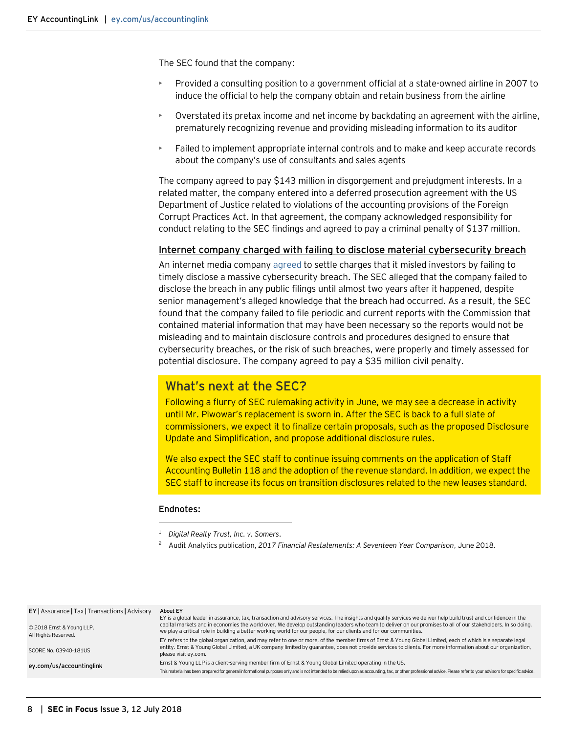The SEC found that the company:

- Provided a consulting position to a government official at a state-owned airline in 2007 to induce the official to help the company obtain and retain business from the airline
- Overstated its pretax income and net income by backdating an agreement with the airline, prematurely recognizing revenue and providing misleading information to its auditor
- Failed to implement appropriate internal controls and to make and keep accurate records about the company's use of consultants and sales agents

The company agreed to pay $143 million in disgorgement and prejudgment interests. In a related matter, the company entered into a deferred prosecution agreement with the US Department of Justice related to violations of the accounting provisions of the Foreign Corrupt Practices Act. In that agreement, the company acknowledged responsibility for conduct relating to the SEC findings and agreed to pay a criminal penalty of $137 million.

### Internet company charged with failing to disclose material cybersecurity breach

An internet media company agreed to settle charges that it misled investors by failing to timely disclose a massive cybersecurity breach. The SEC alleged that the company failed to disclose the breach in any public filings until almost two years after it happened, despite senior management's alleged knowledge that the breach had occurred. As a result, the SEC found that the company failed to file periodic and current reports with the Commission that contained material information that may have been necessary so the reports would not be misleading and to maintain disclosure controls and procedures designed to ensure that cybersecurity breaches, or the risk of such breaches, were properly and timely assessed for potential disclosure. The company agreed to pay a $35 million civil penalty.

## What's next at the SEC?

Following a flurry of SEC rulemaking activity in June, we may see a decrease in activity until Mr. Piwowar's replacement is sworn in. After the SEC is back to a full slate of commissioners, we expect it to finalize certain proposals, such as the proposed Disclosure Update and Simplification, and propose additional disclosure rules.

We also expect the SEC staff to continue issuing comments on the application of Staff Accounting Bulletin 118 and the adoption of the revenue standard. In addition, we expect the SEC staff to increase its focus on transition disclosures related to the new leases standard.

**Endnotes:**

[1] *Digital Realty Trust, Inc. v. Somers*.

[2] Audit Analytics publication, *2017 Financial Restatements: A Seventeen Year Comparison*, June 2018.

EY | Assurance | Tax | Transactions | Advisory

© 2018 Ernst & Young LLP.
All Rights Reserved.

SCORE No. 03940-181US

ey.com/us/accountinglink

**About EY**
EY is a global leader in assurance, tax, transaction and advisory services. The insights and quality services we deliver help build trust and confidence in the capital markets and in economies the world over. We develop outstanding leaders who team to deliver on our promises to all of our stakeholders. In so doing, we play a critical role in building a better working world for our people, for our clients and for our communities.

EY refers to the global organization, and may refer to one or more, of the member firms of Ernst & Young Global Limited, each of which is a separate legal entity. Ernst & Young Global Limited, a UK company limited by guarantee, does not provide services to clients. For more information about our organization, please visit ey.com.

Ernst & Young LLP is a client-serving member firm of Ernst & Young Global Limited operating in the US.

This material has been prepared for general informational purposes only and is not intended to be relied upon as accounting, tax, or other professional advice. Please refer to your advisors for specific advice.